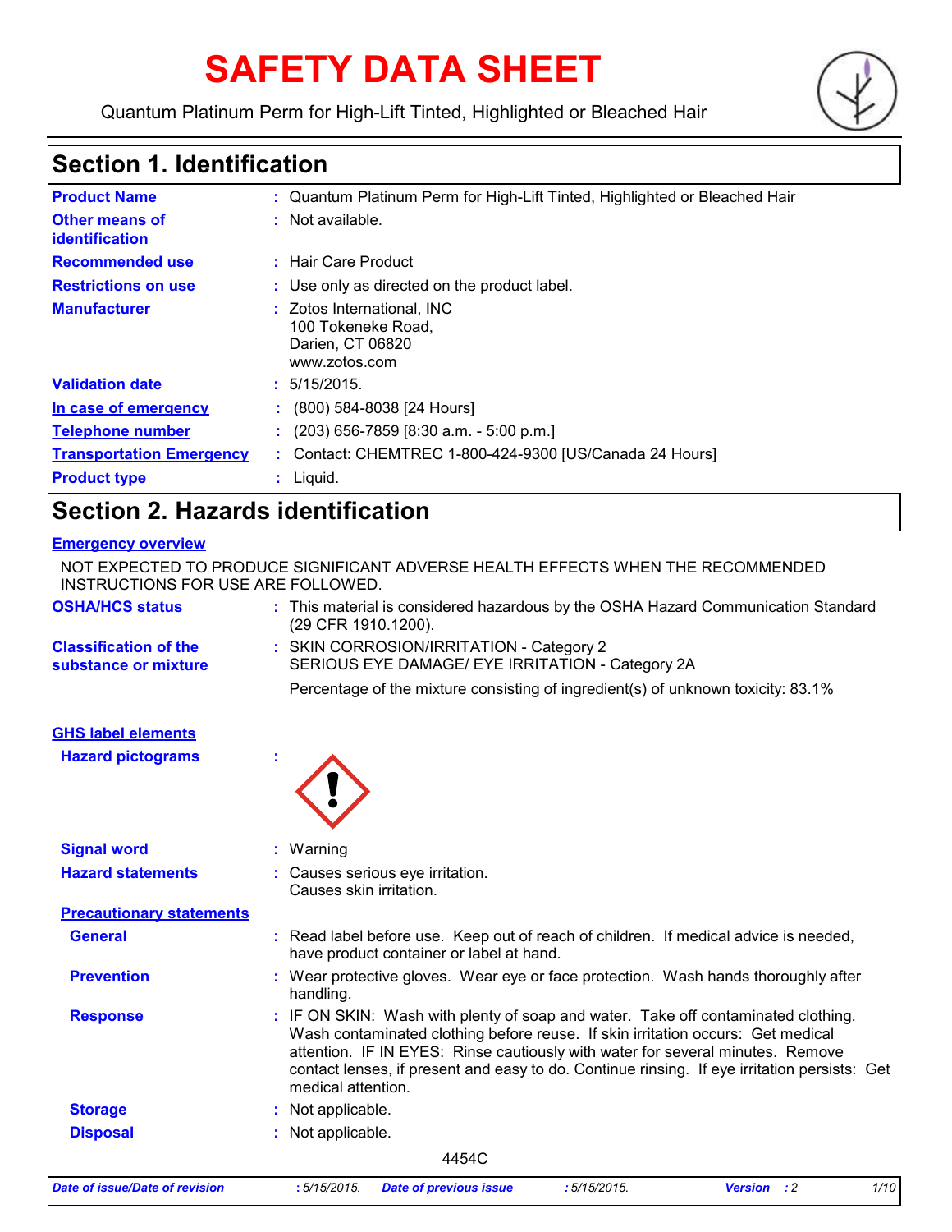# SAFETY DATA SHEET

Quantum Platinum Perm for High-Lift Tinted, Highlighted or Bleached Hair

## Section 1. Identification

| | |
|---|---|
| **Product Name** | : Quantum Platinum Perm for High-Lift Tinted, Highlighted or Bleached Hair |
| **Other means of identification** | : Not available. |
| **Recommended use** | : Hair Care Product |
| **Restrictions on use** | : Use only as directed on the product label. |
| **Manufacturer** | : Zotos International, INC<br>100 Tokeneke Road,<br>Darien, CT 06820<br>www.zotos.com |
| **Validation date** | : 5/15/2015. |
| **In case of emergency** | : (800) 584-8038 [24 Hours] |
| **Telephone number** | : (203) 656-7859 [8:30 a.m. - 5:00 p.m.] |
| **Transportation Emergency** | : Contact: CHEMTREC 1-800-424-9300 [US/Canada 24 Hours] |
| **Product type** | : Liquid. |

## Section 2. Hazards identification

**Emergency overview**

NOT EXPECTED TO PRODUCE SIGNIFICANT ADVERSE HEALTH EFFECTS WHEN THE RECOMMENDED INSTRUCTIONS FOR USE ARE FOLLOWED.

| | |
|---|---|
| **OSHA/HCS status** | : This material is considered hazardous by the OSHA Hazard Communication Standard (29 CFR 1910.1200). |
| **Classification of the substance or mixture** | : SKIN CORROSION/IRRITATION - Category 2<br>SERIOUS EYE DAMAGE/ EYE IRRITATION - Category 2A<br>Percentage of the mixture consisting of ingredient(s) of unknown toxicity: 83.1% |

**GHS label elements**

| | |
|---|---|
| **Hazard pictograms** | : |
| **Signal word** | : Warning |
| **Hazard statements** | : Causes serious eye irritation.<br>Causes skin irritation. |

**Precautionary statements**

| | |
|---|---|
| **General** | : Read label before use. Keep out of reach of children. If medical advice is needed, have product container or label at hand. |
| **Prevention** | : Wear protective gloves. Wear eye or face protection. Wash hands thoroughly after handling. |
| **Response** | : IF ON SKIN: Wash with plenty of soap and water. Take off contaminated clothing. Wash contaminated clothing before reuse. If skin irritation occurs: Get medical attention. IF IN EYES: Rinse cautiously with water for several minutes. Remove contact lenses, if present and easy to do. Continue rinsing. If eye irritation persists: Get medical attention. |
| **Storage** | : Not applicable. |
| **Disposal** | : Not applicable. |

4454C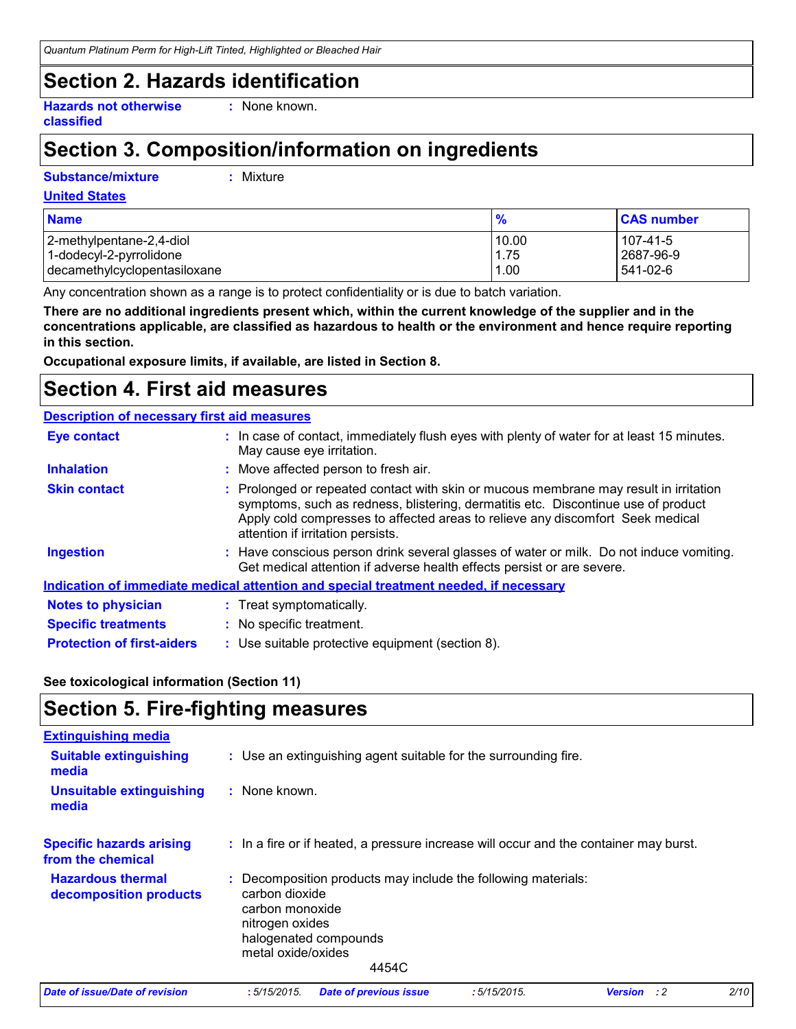# Section 2. Hazards identification

**Hazards not otherwise classified** : None known.

# Section 3. Composition/information on ingredients

**Substance/mixture** : Mixture

**United States**

| Name | % | CAS number |
| --- | --- | --- |
| 2-methylpentane-2,4-diol | 10.00 | 107-41-5 |
| 1-dodecyl-2-pyrrolidone | 1.75 | 2687-96-9 |
| decamethylcyclopentasiloxane | 1.00 | 541-02-6 |

Any concentration shown as a range is to protect confidentiality or is due to batch variation.

**There are no additional ingredients present which, within the current knowledge of the supplier and in the concentrations applicable, are classified as hazardous to health or the environment and hence require reporting in this section.**

**Occupational exposure limits, if available, are listed in Section 8.**

# Section 4. First aid measures

**Description of necessary first aid measures**

**Eye contact** : In case of contact, immediately flush eyes with plenty of water for at least 15 minutes. May cause eye irritation.

**Inhalation** : Move affected person to fresh air.

**Skin contact** : Prolonged or repeated contact with skin or mucous membrane may result in irritation symptoms, such as redness, blistering, dermatitis etc. Discontinue use of product Apply cold compresses to affected areas to relieve any discomfort Seek medical attention if irritation persists.

**Ingestion** : Have conscious person drink several glasses of water or milk. Do not induce vomiting. Get medical attention if adverse health effects persist or are severe.

**Indication of immediate medical attention and special treatment needed, if necessary**

**Notes to physician** : Treat symptomatically.

**Specific treatments** : No specific treatment.

**Protection of first-aiders** : Use suitable protective equipment (section 8).

**See toxicological information (Section 11)**

# Section 5. Fire-fighting measures

**Extinguishing media**

**Suitable extinguishing media** : Use an extinguishing agent suitable for the surrounding fire.

**Unsuitable extinguishing media** : None known.

**Specific hazards arising from the chemical** : In a fire or if heated, a pressure increase will occur and the container may burst.

**Hazardous thermal decomposition products** : Decomposition products may include the following materials:
carbon dioxide
carbon monoxide
nitrogen oxides
halogenated compounds
metal oxide/oxides

4454C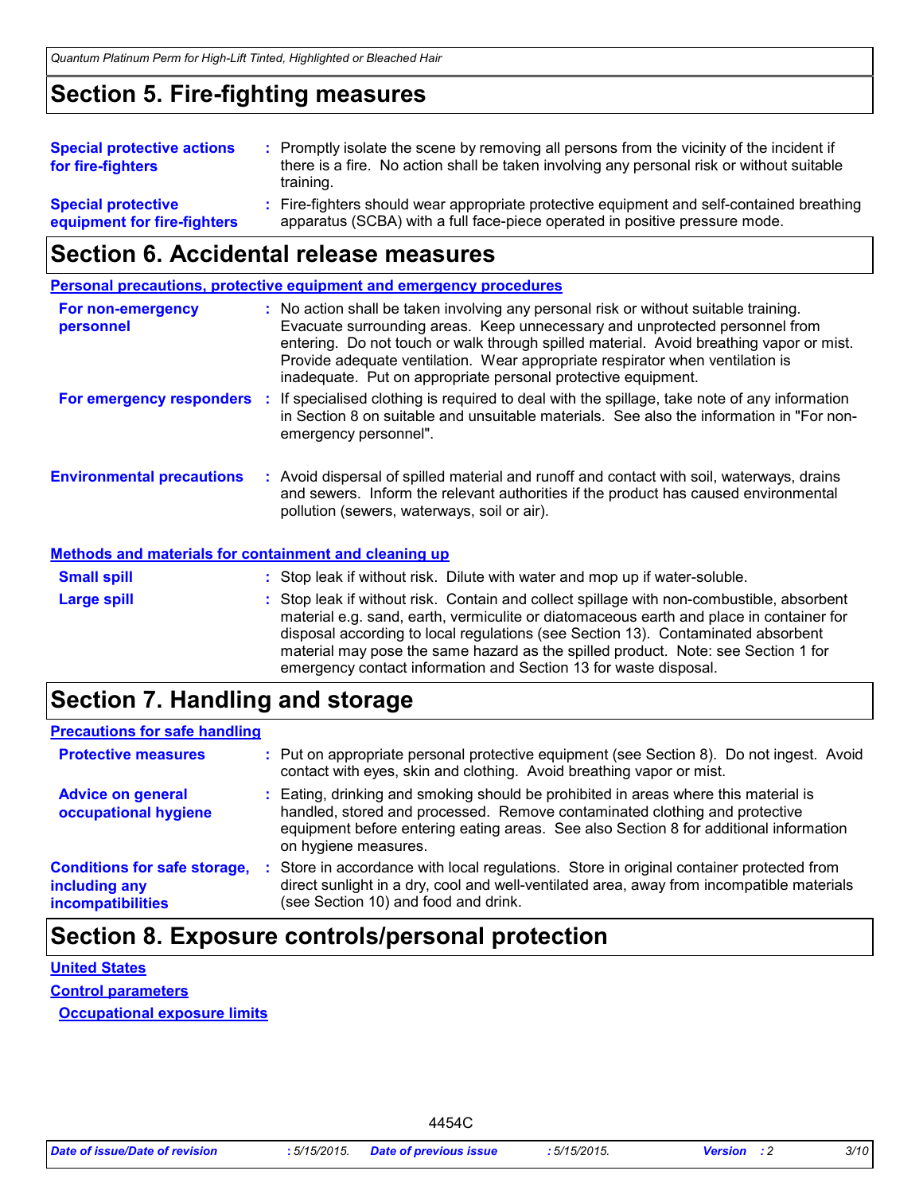## Section 5. Fire-fighting measures

**Special protective actions for fire-fighters** : Promptly isolate the scene by removing all persons from the vicinity of the incident if there is a fire. No action shall be taken involving any personal risk or without suitable training.

**Special protective equipment for fire-fighters** : Fire-fighters should wear appropriate protective equipment and self-contained breathing apparatus (SCBA) with a full face-piece operated in positive pressure mode.

## Section 6. Accidental release measures

### Personal precautions, protective equipment and emergency procedures

**For non-emergency personnel** : No action shall be taken involving any personal risk or without suitable training. Evacuate surrounding areas. Keep unnecessary and unprotected personnel from entering. Do not touch or walk through spilled material. Avoid breathing vapor or mist. Provide adequate ventilation. Wear appropriate respirator when ventilation is inadequate. Put on appropriate personal protective equipment.

**For emergency responders** : If specialised clothing is required to deal with the spillage, take note of any information in Section 8 on suitable and unsuitable materials. See also the information in "For non-emergency personnel".

**Environmental precautions** : Avoid dispersal of spilled material and runoff and contact with soil, waterways, drains and sewers. Inform the relevant authorities if the product has caused environmental pollution (sewers, waterways, soil or air).

### Methods and materials for containment and cleaning up

**Small spill** : Stop leak if without risk. Dilute with water and mop up if water-soluble.

**Large spill** : Stop leak if without risk. Contain and collect spillage with non-combustible, absorbent material e.g. sand, earth, vermiculite or diatomaceous earth and place in container for disposal according to local regulations (see Section 13). Contaminated absorbent material may pose the same hazard as the spilled product. Note: see Section 1 for emergency contact information and Section 13 for waste disposal.

## Section 7. Handling and storage

### Precautions for safe handling

**Protective measures** : Put on appropriate personal protective equipment (see Section 8). Do not ingest. Avoid contact with eyes, skin and clothing. Avoid breathing vapor or mist.

**Advice on general occupational hygiene** : Eating, drinking and smoking should be prohibited in areas where this material is handled, stored and processed. Remove contaminated clothing and protective equipment before entering eating areas. See also Section 8 for additional information on hygiene measures.

**Conditions for safe storage, including any incompatibilities** : Store in accordance with local regulations. Store in original container protected from direct sunlight in a dry, cool and well-ventilated area, away from incompatible materials (see Section 10) and food and drink.

## Section 8. Exposure controls/personal protection

### United States

### Control parameters

#### Occupational exposure limits

4454C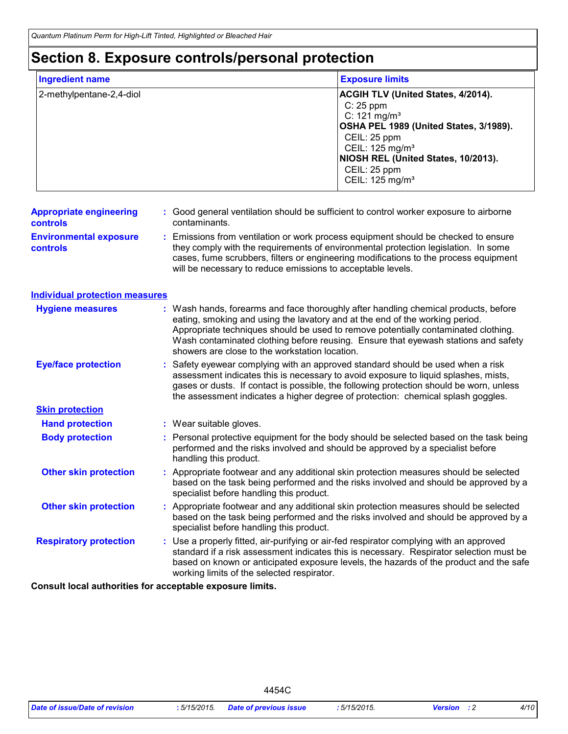# Section 8. Exposure controls/personal protection

| Ingredient name | Exposure limits |
| --- | --- |
| 2-methylpentane-2,4-diol | **ACGIH TLV (United States, 4/2014).**<br>C: 25 ppm<br>C: 121 mg/m³<br>**OSHA PEL 1989 (United States, 3/1989).**<br>CEIL: 25 ppm<br>CEIL: 125 mg/m³<br>**NIOSH REL (United States, 10/2013).**<br>CEIL: 25 ppm<br>CEIL: 125 mg/m³ |

**Appropriate engineering controls** : Good general ventilation should be sufficient to control worker exposure to airborne contaminants.

**Environmental exposure controls** : Emissions from ventilation or work process equipment should be checked to ensure they comply with the requirements of environmental protection legislation. In some cases, fume scrubbers, filters or engineering modifications to the process equipment will be necessary to reduce emissions to acceptable levels.

## Individual protection measures

**Hygiene measures** : Wash hands, forearms and face thoroughly after handling chemical products, before eating, smoking and using the lavatory and at the end of the working period. Appropriate techniques should be used to remove potentially contaminated clothing. Wash contaminated clothing before reusing. Ensure that eyewash stations and safety showers are close to the workstation location.

**Eye/face protection** : Safety eyewear complying with an approved standard should be used when a risk assessment indicates this is necessary to avoid exposure to liquid splashes, mists, gases or dusts. If contact is possible, the following protection should be worn, unless the assessment indicates a higher degree of protection: chemical splash goggles.

### Skin protection

**Hand protection** : Wear suitable gloves.

**Body protection** : Personal protective equipment for the body should be selected based on the task being performed and the risks involved and should be approved by a specialist before handling this product.

**Other skin protection** : Appropriate footwear and any additional skin protection measures should be selected based on the task being performed and the risks involved and should be approved by a specialist before handling this product.

**Other skin protection** : Appropriate footwear and any additional skin protection measures should be selected based on the task being performed and the risks involved and should be approved by a specialist before handling this product.

**Respiratory protection** : Use a properly fitted, air-purifying or air-fed respirator complying with an approved standard if a risk assessment indicates this is necessary. Respirator selection must be based on known or anticipated exposure levels, the hazards of the product and the safe working limits of the selected respirator.

**Consult local authorities for acceptable exposure limits.**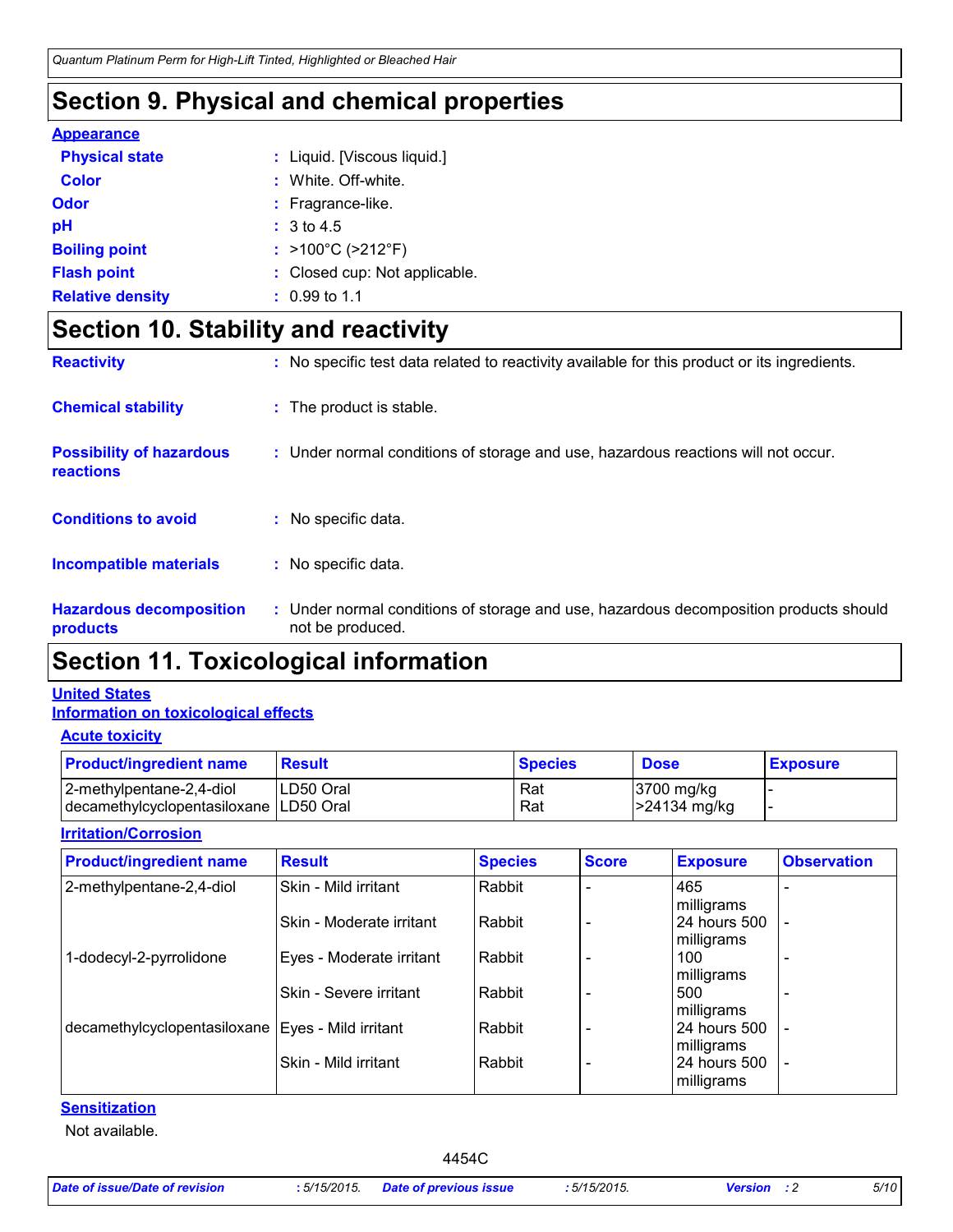# Section 9. Physical and chemical properties

**Appearance**

| | |
|---|---|
| **Physical state** | : Liquid. [Viscous liquid.] |
| **Color** | : White. Off-white. |
| **Odor** | : Fragrance-like. |
| **pH** | : 3 to 4.5 |
| **Boiling point** | : >100°C (>212°F) |
| **Flash point** | : Closed cup: Not applicable. |
| **Relative density** | : 0.99 to 1.1 |

# Section 10. Stability and reactivity

| | |
|---|---|
| **Reactivity** | : No specific test data related to reactivity available for this product or its ingredients. |
| **Chemical stability** | : The product is stable. |
| **Possibility of hazardous reactions** | : Under normal conditions of storage and use, hazardous reactions will not occur. |
| **Conditions to avoid** | : No specific data. |
| **Incompatible materials** | : No specific data. |
| **Hazardous decomposition products** | : Under normal conditions of storage and use, hazardous decomposition products should not be produced. |

# Section 11. Toxicological information

**United States**

**Information on toxicological effects**

**Acute toxicity**

| Product/ingredient name | Result | Species | Dose | Exposure |
|---|---|---|---|---|
| 2-methylpentane-2,4-diol | LD50 Oral | Rat | 3700 mg/kg | - |
| decamethylcyclopentasiloxane | LD50 Oral | Rat | >24134 mg/kg | - |

**Irritation/Corrosion**

| Product/ingredient name | Result | Species | Score | Exposure | Observation |
|---|---|---|---|---|---|
| 2-methylpentane-2,4-diol | Skin - Mild irritant | Rabbit | - | 465 milligrams | - |
| | Skin - Moderate irritant | Rabbit | - | 24 hours 500 milligrams | - |
| 1-dodecyl-2-pyrrolidone | Eyes - Moderate irritant | Rabbit | - | 100 milligrams | - |
| | Skin - Severe irritant | Rabbit | - | 500 milligrams | - |
| decamethylcyclopentasiloxane | Eyes - Mild irritant | Rabbit | - | 24 hours 500 milligrams | - |
| | Skin - Mild irritant | Rabbit | - | 24 hours 500 milligrams | - |

**Sensitization**

Not available.

4454C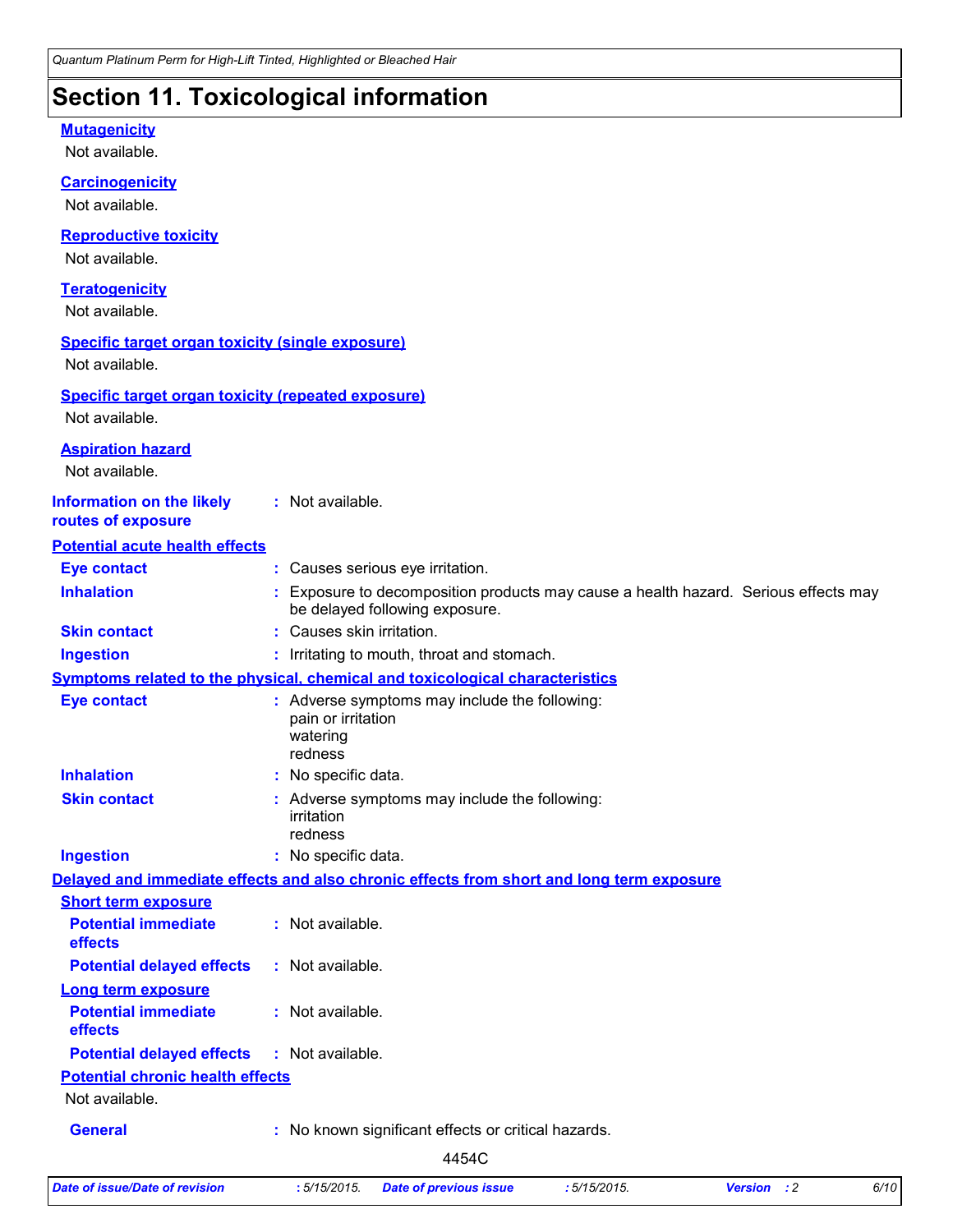# Section 11. Toxicological information

**Mutagenicity**

Not available.

**Carcinogenicity**

Not available.

**Reproductive toxicity**

Not available.

**Teratogenicity**

Not available.

**Specific target organ toxicity (single exposure)**

Not available.

**Specific target organ toxicity (repeated exposure)**

Not available.

**Aspiration hazard**

Not available.

**Information on the likely routes of exposure** : Not available.

**Potential acute health effects**

| | |
|---|---|
| **Eye contact** | : Causes serious eye irritation. |
| **Inhalation** | : Exposure to decomposition products may cause a health hazard. Serious effects may be delayed following exposure. |
| **Skin contact** | : Causes skin irritation. |
| **Ingestion** | : Irritating to mouth, throat and stomach. |

**Symptoms related to the physical, chemical and toxicological characteristics**

| | |
|---|---|
| **Eye contact** | : Adverse symptoms may include the following: pain or irritation watering redness |
| **Inhalation** | : No specific data. |
| **Skin contact** | : Adverse symptoms may include the following: irritation redness |
| **Ingestion** | : No specific data. |

**Delayed and immediate effects and also chronic effects from short and long term exposure**

**Short term exposure**

| | |
|---|---|
| **Potential immediate effects** | : Not available. |
| **Potential delayed effects** | : Not available. |

**Long term exposure**

| | |
|---|---|
| **Potential immediate effects** | : Not available. |
| **Potential delayed effects** | : Not available. |

**Potential chronic health effects**

Not available.

| | |
|---|---|
| **General** | : No known significant effects or critical hazards. |

4454C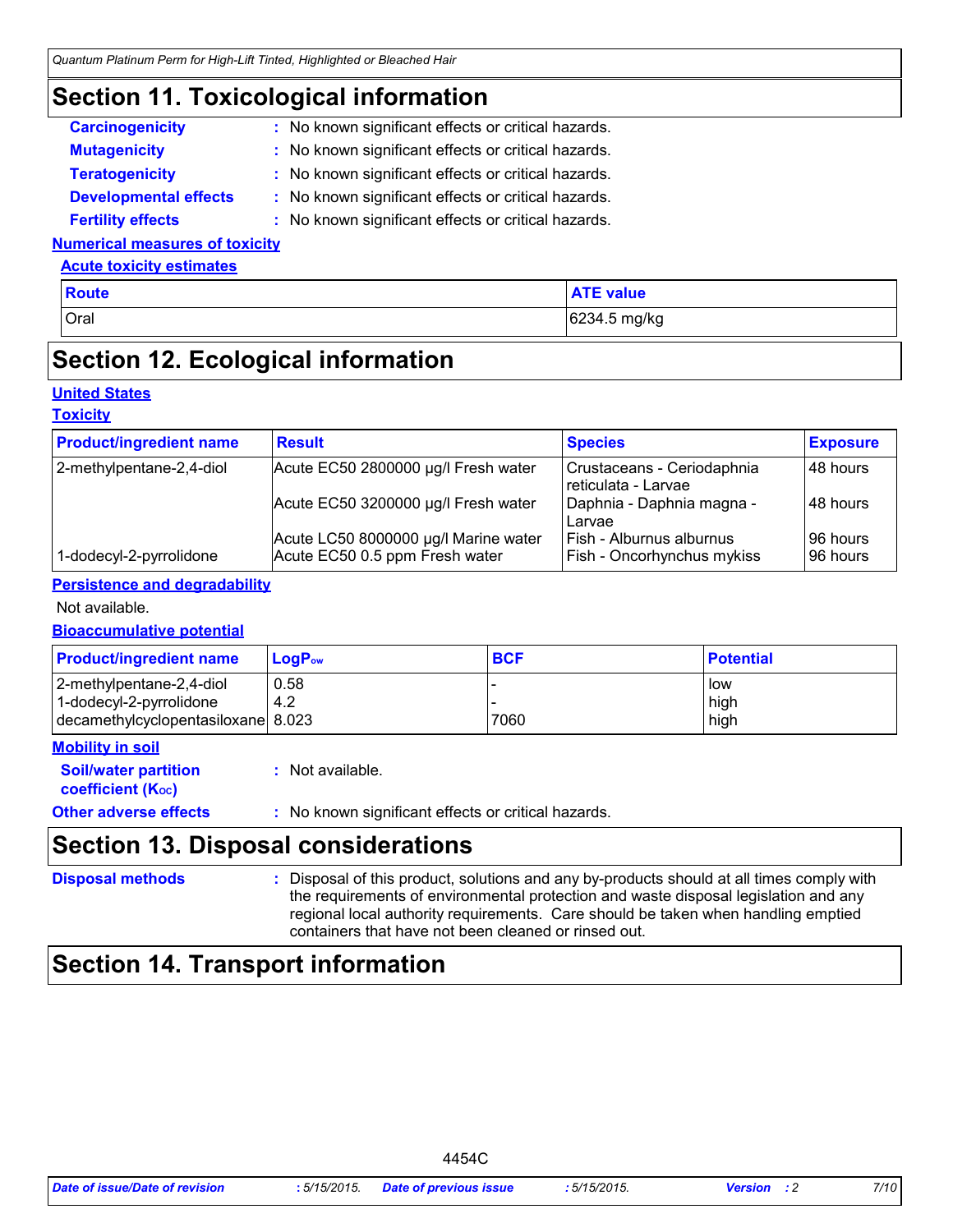# Section 11. Toxicological information

**Carcinogenicity** : No known significant effects or critical hazards.

**Mutagenicity** : No known significant effects or critical hazards.

**Teratogenicity** : No known significant effects or critical hazards.

**Developmental effects** : No known significant effects or critical hazards.

**Fertility effects** : No known significant effects or critical hazards.

**Numerical measures of toxicity**

**Acute toxicity estimates**

| Route | ATE value |
|---|---|
| Oral | 6234.5 mg/kg |

# Section 12. Ecological information

**United States**

**Toxicity**

| Product/ingredient name | Result | Species | Exposure |
|---|---|---|---|
| 2-methylpentane-2,4-diol | Acute EC50 2800000 µg/l Fresh water | Crustaceans - Ceriodaphnia reticulata - Larvae | 48 hours |
| | Acute EC50 3200000 µg/l Fresh water | Daphnia - Daphnia magna - Larvae | 48 hours |
| | Acute LC50 8000000 µg/l Marine water | Fish - Alburnus alburnus | 96 hours |
| 1-dodecyl-2-pyrrolidone | Acute EC50 0.5 ppm Fresh water | Fish - Oncorhynchus mykiss | 96 hours |

**Persistence and degradability**

Not available.

**Bioaccumulative potential**

| Product/ingredient name | $LogP_{ow}$ | BCF | Potential |
|---|---|---|---|
| 2-methylpentane-2,4-diol | 0.58 | - | low |
| 1-dodecyl-2-pyrrolidone | 4.2 | - | high |
| decamethylcyclopentasiloxane | 8.023 | 7060 | high |

**Mobility in soil**

**Soil/water partition coefficient ($K_{OC}$)** : Not available.

**Other adverse effects** : No known significant effects or critical hazards.

# Section 13. Disposal considerations

**Disposal methods** : Disposal of this product, solutions and any by-products should at all times comply with the requirements of environmental protection and waste disposal legislation and any regional local authority requirements. Care should be taken when handling emptied containers that have not been cleaned or rinsed out.

# Section 14. Transport information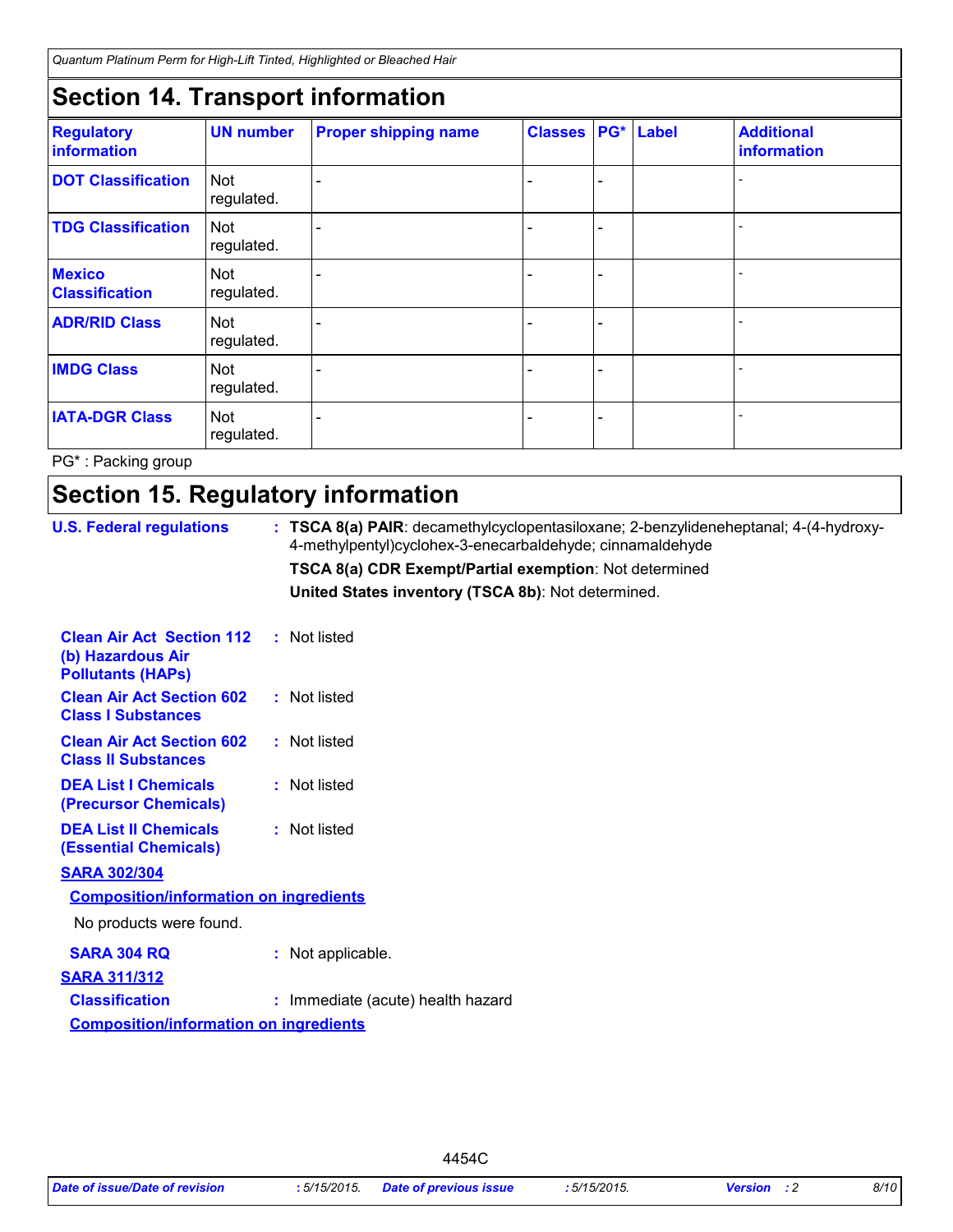## Section 14. Transport information

| Regulatory information | UN number | Proper shipping name | Classes | PG* | Label | Additional information |
|---|---|---|---|---|---|---|
| DOT Classification | Not regulated. | - | - | - | | - |
| TDG Classification | Not regulated. | - | - | - | | - |
| Mexico Classification | Not regulated. | - | - | - | | - |
| ADR/RID Class | Not regulated. | - | - | - | | - |
| IMDG Class | Not regulated. | - | - | - | | - |
| IATA-DGR Class | Not regulated. | - | - | - | | - |

PG* : Packing group

## Section 15. Regulatory information

**U.S. Federal regulations** : **TSCA 8(a) PAIR**: decamethylcyclopentasiloxane; 2-benzylideneheptanal; 4-(4-hydroxy-4-methylpentyl)cyclohex-3-enecarbaldehyde; cinnamaldehyde

**TSCA 8(a) CDR Exempt/Partial exemption**: Not determined

**United States inventory (TSCA 8b)**: Not determined.

**Clean Air Act Section 112 (b) Hazardous Air Pollutants (HAPs)** : Not listed

**Clean Air Act Section 602 Class I Substances** : Not listed

**Clean Air Act Section 602 Class II Substances** : Not listed

**DEA List I Chemicals (Precursor Chemicals)** : Not listed

**DEA List II Chemicals (Essential Chemicals)** : Not listed

**SARA 302/304**

**Composition/information on ingredients**

No products were found.

**SARA 304 RQ** : Not applicable.

**SARA 311/312**

**Classification** : Immediate (acute) health hazard

**Composition/information on ingredients**

4454C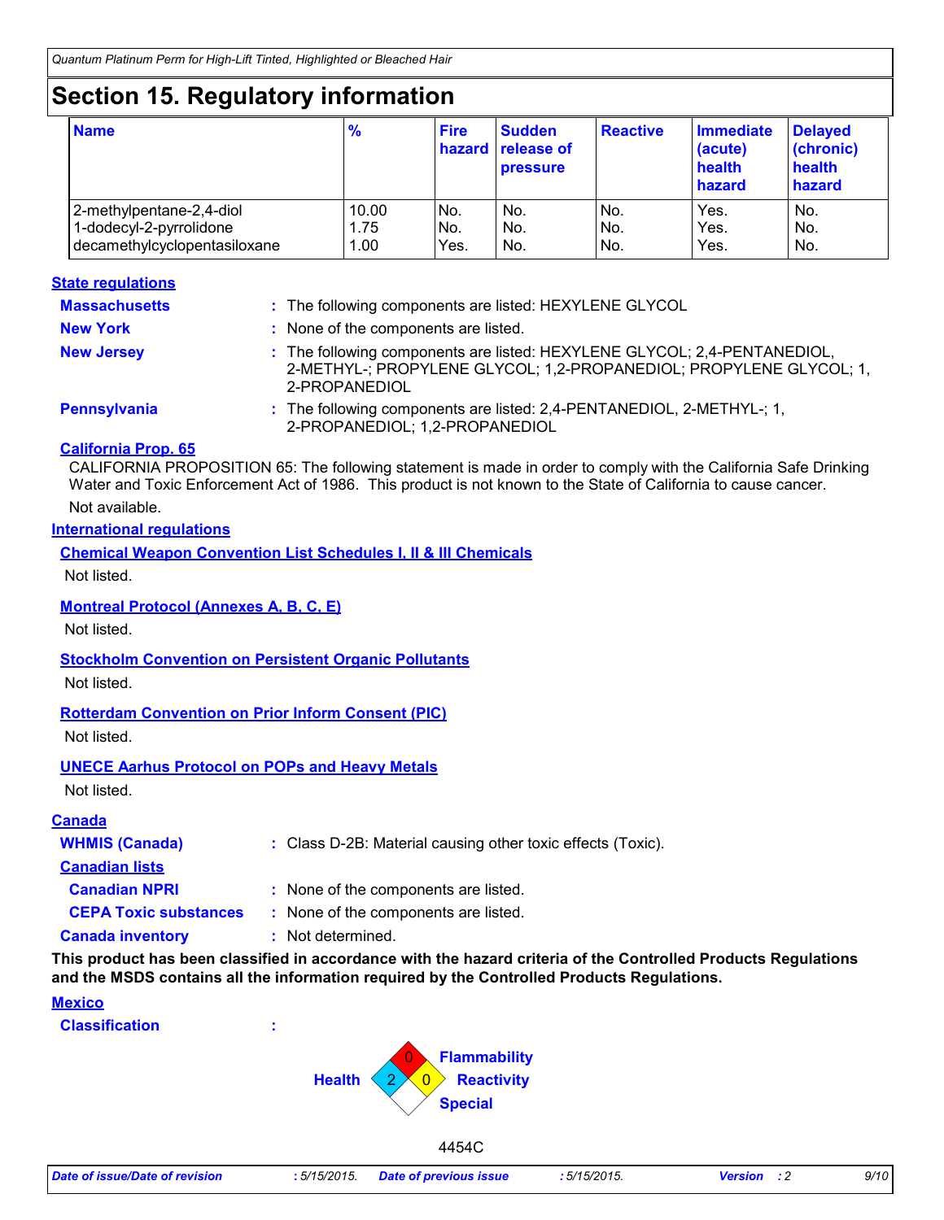# Section 15. Regulatory information

| Name | % | Fire hazard | Sudden release of pressure | Reactive | Immediate (acute) health hazard | Delayed (chronic) health hazard |
|---|---|---|---|---|---|---|
| 2-methylpentane-2,4-diol | 10.00 | No. | No. | No. | Yes. | No. |
| 1-dodecyl-2-pyrrolidone | 1.75 | No. | No. | No. | Yes. | No. |
| decamethylcyclopentasiloxane | 1.00 | Yes. | No. | No. | Yes. | No. |

**State regulations**

**Massachusetts** : The following components are listed: HEXYLENE GLYCOL

**New York** : None of the components are listed.

**New Jersey** : The following components are listed: HEXYLENE GLYCOL; 2,4-PENTANEDIOL, 2-METHYL-; PROPYLENE GLYCOL; 1,2-PROPANEDIOL; PROPYLENE GLYCOL; 1, 2-PROPANEDIOL

**Pennsylvania** : The following components are listed: 2,4-PENTANEDIOL, 2-METHYL-; 1, 2-PROPANEDIOL; 1,2-PROPANEDIOL

**California Prop. 65**

CALIFORNIA PROPOSITION 65: The following statement is made in order to comply with the California Safe Drinking Water and Toxic Enforcement Act of 1986. This product is not known to the State of California to cause cancer.

Not available.

**International regulations**

**Chemical Weapon Convention List Schedules I, II & III Chemicals**

Not listed.

**Montreal Protocol (Annexes A, B, C, E)**

Not listed.

**Stockholm Convention on Persistent Organic Pollutants**

Not listed.

**Rotterdam Convention on Prior Inform Consent (PIC)**

Not listed.

**UNECE Aarhus Protocol on POPs and Heavy Metals**

Not listed.

**Canada**

**WHMIS (Canada)** : Class D-2B: Material causing other toxic effects (Toxic).

**Canadian lists**

**Canadian NPRI** : None of the components are listed.

**CEPA Toxic substances** : None of the components are listed.

**Canada inventory** : Not determined.

**This product has been classified in accordance with the hazard criteria of the Controlled Products Regulations and the MSDS contains all the information required by the Controlled Products Regulations.**

**Mexico**

**Classification** :

Health 2, Flammability 0, Reactivity 0, Special

4454C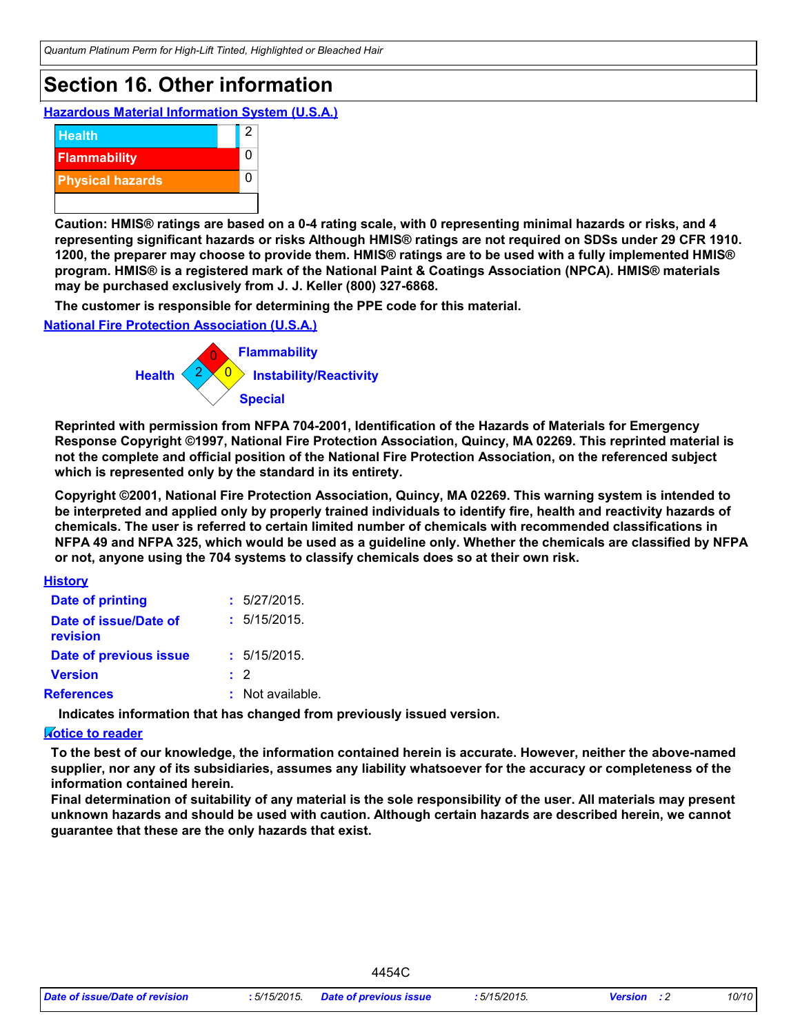## Section 16. Other information

**Hazardous Material Information System (U.S.A.)**

| | |
|---|---|
| Health | 2 |
| Flammability | 0 |
| Physical hazards | 0 |

**Caution: HMIS® ratings are based on a 0-4 rating scale, with 0 representing minimal hazards or risks, and 4 representing significant hazards or risks Although HMIS® ratings are not required on SDSs under 29 CFR 1910. 1200, the preparer may choose to provide them. HMIS® ratings are to be used with a fully implemented HMIS® program. HMIS® is a registered mark of the National Paint & Coatings Association (NPCA). HMIS® materials may be purchased exclusively from J. J. Keller (800) 327-6868.**

**The customer is responsible for determining the PPE code for this material.**

**National Fire Protection Association (U.S.A.)**

Flammability: 0
Health: 2
Instability/Reactivity: 0
Special

**Reprinted with permission from NFPA 704-2001, Identification of the Hazards of Materials for Emergency Response Copyright ©1997, National Fire Protection Association, Quincy, MA 02269. This reprinted material is not the complete and official position of the National Fire Protection Association, on the referenced subject which is represented only by the standard in its entirety.**

**Copyright ©2001, National Fire Protection Association, Quincy, MA 02269. This warning system is intended to be interpreted and applied only by properly trained individuals to identify fire, health and reactivity hazards of chemicals. The user is referred to certain limited number of chemicals with recommended classifications in NFPA 49 and NFPA 325, which would be used as a guideline only. Whether the chemicals are classified by NFPA or not, anyone using the 704 systems to classify chemicals does so at their own risk.**

**History**

| | |
|---|---|
| Date of printing | : 5/27/2015. |
| Date of issue/Date of revision | : 5/15/2015. |
| Date of previous issue | : 5/15/2015. |
| Version | : 2 |
| References | : Not available. |

**Indicates information that has changed from previously issued version.**

**Notice to reader**

**To the best of our knowledge, the information contained herein is accurate. However, neither the above-named supplier, nor any of its subsidiaries, assumes any liability whatsoever for the accuracy or completeness of the information contained herein.**
**Final determination of suitability of any material is the sole responsibility of the user. All materials may present unknown hazards and should be used with caution. Although certain hazards are described herein, we cannot guarantee that these are the only hazards that exist.**

4454C